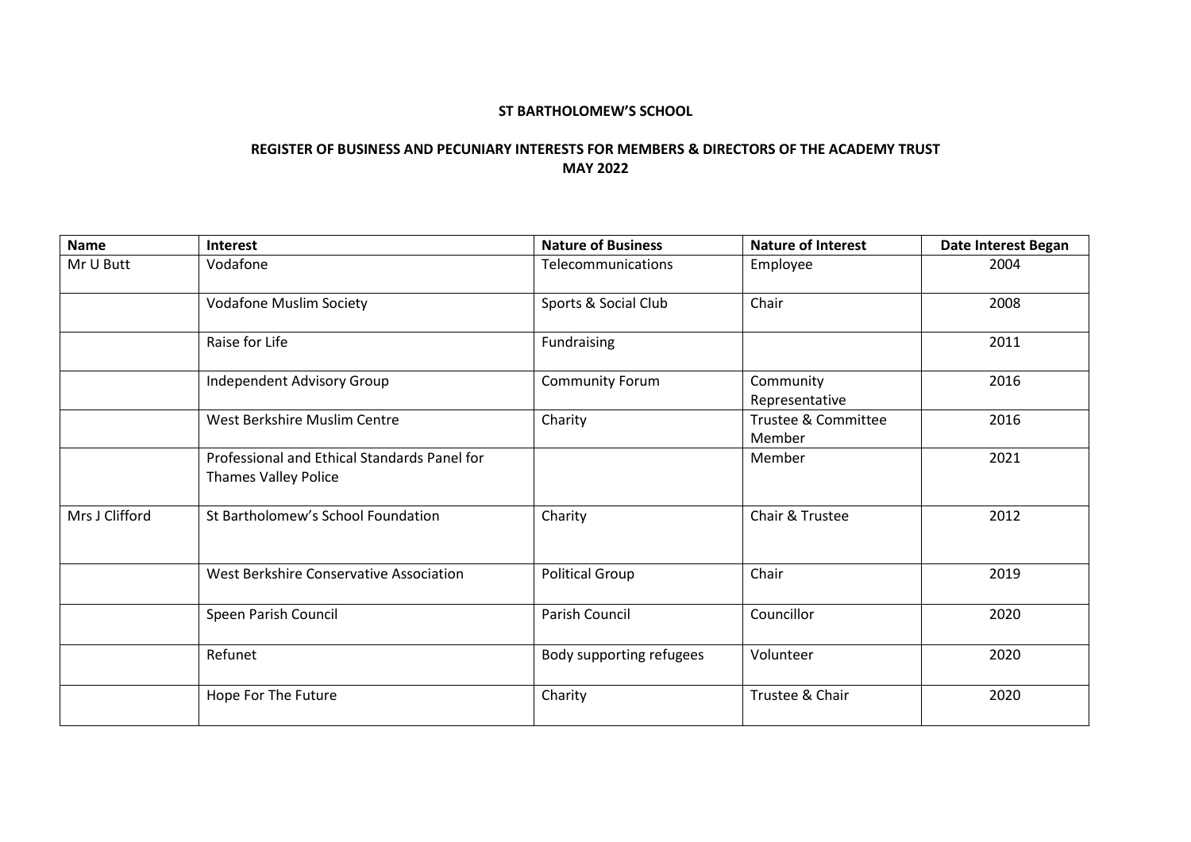# ST BARTHOLOMEW'S SCHOOL

## REGISTER OF BUSINESS AND PECUNIARY INTERESTS FOR MEMBERS & DIRECTORS OF THE ACADEMY TRUST
## MAY 2022

| Name | Interest | Nature of Business | Nature of Interest | Date Interest Began |
|---|---|---|---|---|
| Mr U Butt | Vodafone | Telecommunications | Employee | 2004 |
| | Vodafone Muslim Society | Sports & Social Club | Chair | 2008 |
| | Raise for Life | Fundraising | | 2011 |
| | Independent Advisory Group | Community Forum | Community Representative | 2016 |
| | West Berkshire Muslim Centre | Charity | Trustee & Committee Member | 2016 |
| | Professional and Ethical Standards Panel for Thames Valley Police | | Member | 2021 |
| Mrs J Clifford | St Bartholomew's School Foundation | Charity | Chair & Trustee | 2012 |
| | West Berkshire Conservative Association | Political Group | Chair | 2019 |
| | Speen Parish Council | Parish Council | Councillor | 2020 |
| | Refunet | Body supporting refugees | Volunteer | 2020 |
| | Hope For The Future | Charity | Trustee & Chair | 2020 |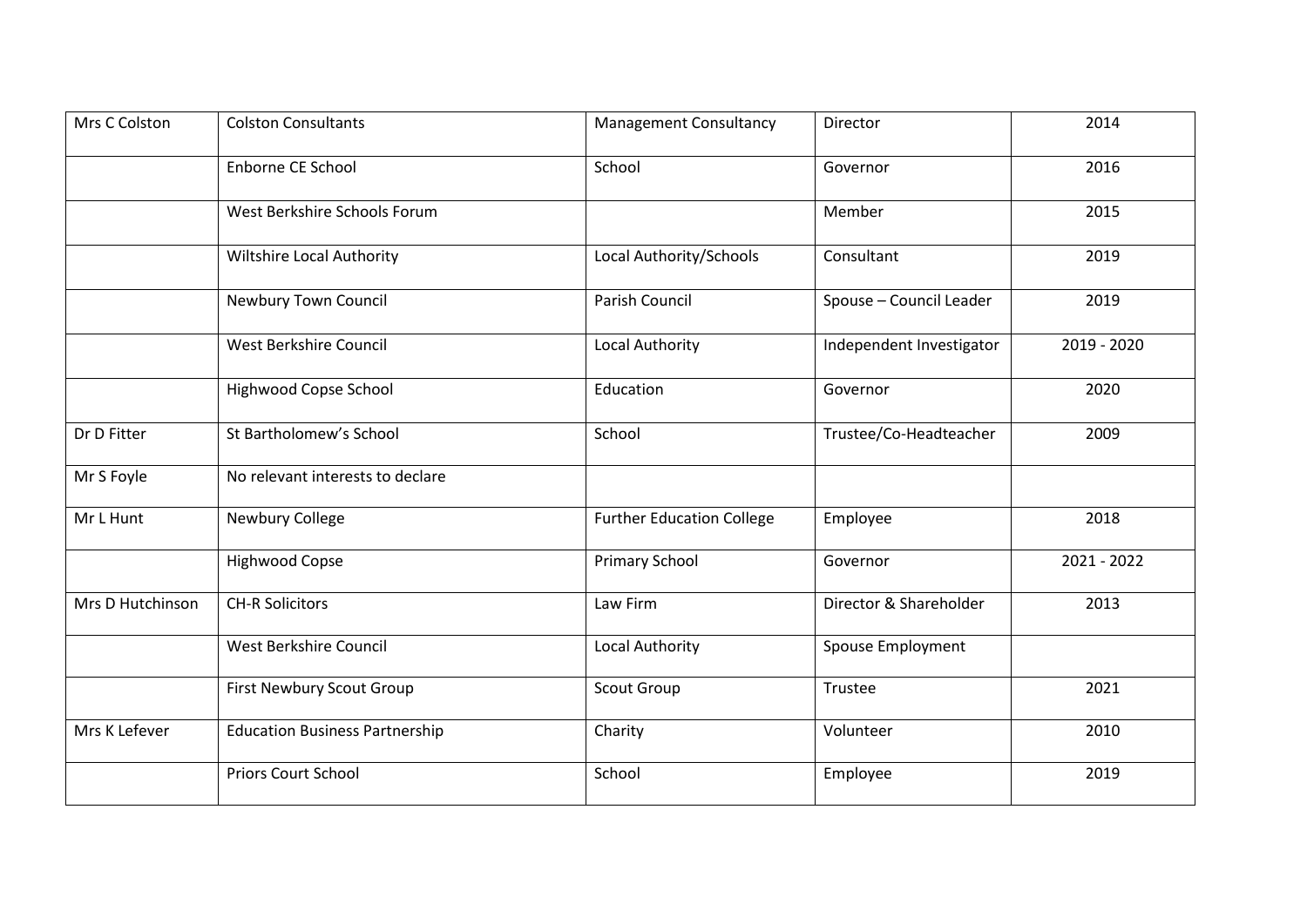| | | | | |
|---|---|---|---|---|
| Mrs C Colston | Colston Consultants | Management Consultancy | Director | 2014 |
| | Enborne CE School | School | Governor | 2016 |
| | West Berkshire Schools Forum | | Member | 2015 |
| | Wiltshire Local Authority | Local Authority/Schools | Consultant | 2019 |
| | Newbury Town Council | Parish Council | Spouse – Council Leader | 2019 |
| | West Berkshire Council | Local Authority | Independent Investigator | 2019 - 2020 |
| | Highwood Copse School | Education | Governor | 2020 |
| Dr D Fitter | St Bartholomew's School | School | Trustee/Co-Headteacher | 2009 |
| Mr S Foyle | No relevant interests to declare | | | |
| Mr L Hunt | Newbury College | Further Education College | Employee | 2018 |
| | Highwood Copse | Primary School | Governor | 2021 - 2022 |
| Mrs D Hutchinson | CH-R Solicitors | Law Firm | Director & Shareholder | 2013 |
| | West Berkshire Council | Local Authority | Spouse Employment | |
| | First Newbury Scout Group | Scout Group | Trustee | 2021 |
| Mrs K Lefever | Education Business Partnership | Charity | Volunteer | 2010 |
| | Priors Court School | School | Employee | 2019 |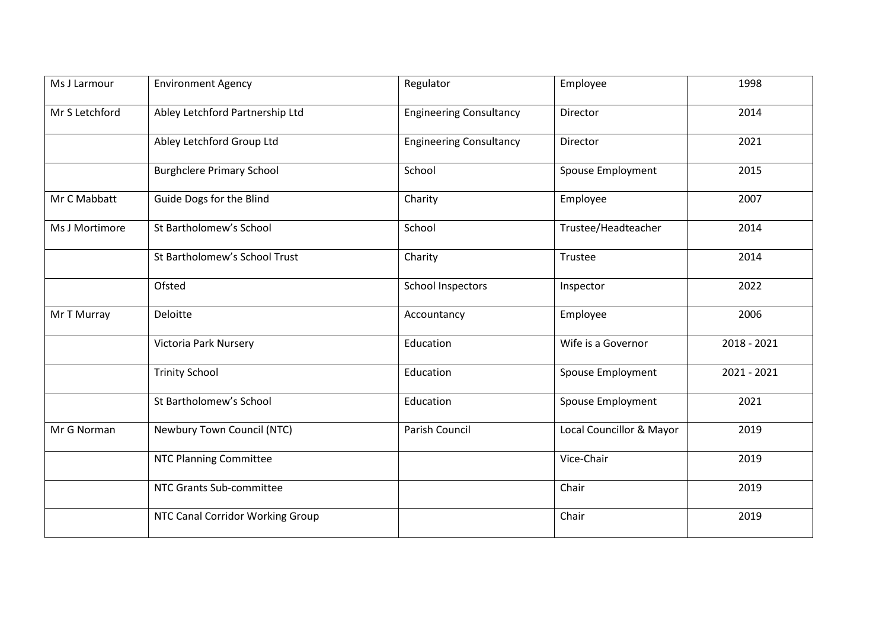| | | | | |
|---|---|---|---|---|
| Ms J Larmour | Environment Agency | Regulator | Employee | 1998 |
| Mr S Letchford | Abley Letchford Partnership Ltd | Engineering Consultancy | Director | 2014 |
| | Abley Letchford Group Ltd | Engineering Consultancy | Director | 2021 |
| | Burghclere Primary School | School | Spouse Employment | 2015 |
| Mr C Mabbatt | Guide Dogs for the Blind | Charity | Employee | 2007 |
| Ms J Mortimore | St Bartholomew's School | School | Trustee/Headteacher | 2014 |
| | St Bartholomew's School Trust | Charity | Trustee | 2014 |
| | Ofsted | School Inspectors | Inspector | 2022 |
| Mr T Murray | Deloitte | Accountancy | Employee | 2006 |
| | Victoria Park Nursery | Education | Wife is a Governor | 2018 - 2021 |
| | Trinity School | Education | Spouse Employment | 2021 - 2021 |
| | St Bartholomew's School | Education | Spouse Employment | 2021 |
| Mr G Norman | Newbury Town Council (NTC) | Parish Council | Local Councillor & Mayor | 2019 |
| | NTC Planning Committee | | Vice-Chair | 2019 |
| | NTC Grants Sub-committee | | Chair | 2019 |
| | NTC Canal Corridor Working Group | | Chair | 2019 |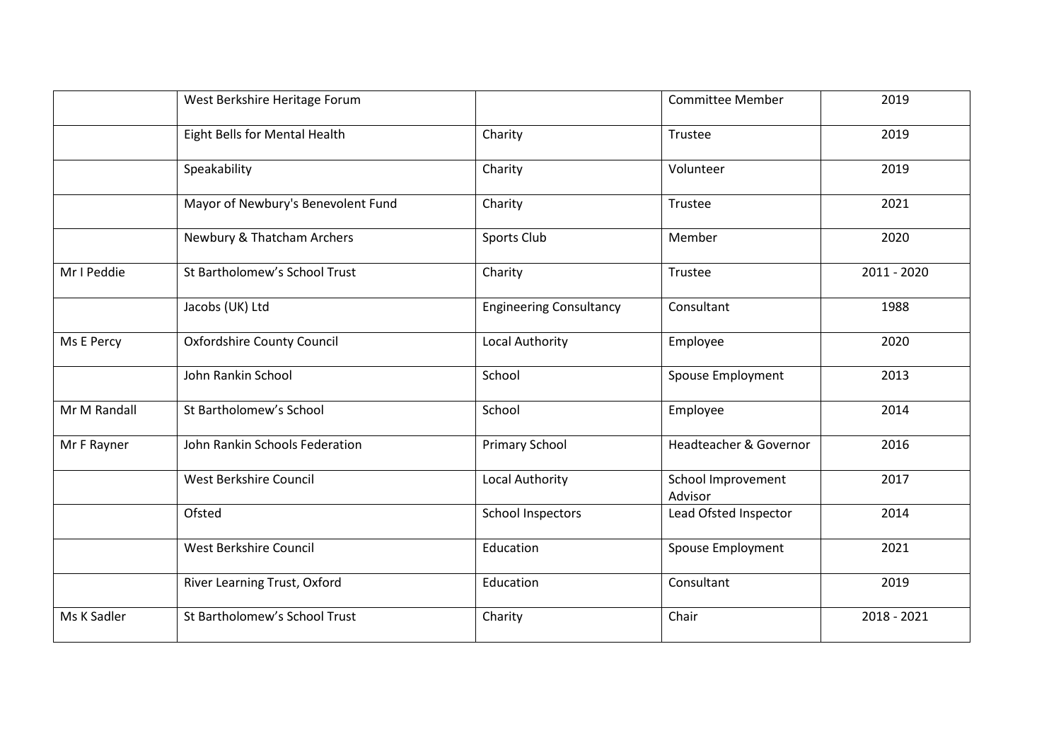| | | | | |
|---|---|---|---|---|
| | West Berkshire Heritage Forum | | Committee Member | 2019 |
| | Eight Bells for Mental Health | Charity | Trustee | 2019 |
| | Speakability | Charity | Volunteer | 2019 |
| | Mayor of Newbury's Benevolent Fund | Charity | Trustee | 2021 |
| | Newbury & Thatcham Archers | Sports Club | Member | 2020 |
| Mr I Peddie | St Bartholomew's School Trust | Charity | Trustee | 2011 - 2020 |
| | Jacobs (UK) Ltd | Engineering Consultancy | Consultant | 1988 |
| Ms E Percy | Oxfordshire County Council | Local Authority | Employee | 2020 |
| | John Rankin School | School | Spouse Employment | 2013 |
| Mr M Randall | St Bartholomew's School | School | Employee | 2014 |
| Mr F Rayner | John Rankin Schools Federation | Primary School | Headteacher & Governor | 2016 |
| | West Berkshire Council | Local Authority | School Improvement Advisor | 2017 |
| | Ofsted | School Inspectors | Lead Ofsted Inspector | 2014 |
| | West Berkshire Council | Education | Spouse Employment | 2021 |
| | River Learning Trust, Oxford | Education | Consultant | 2019 |
| Ms K Sadler | St Bartholomew's School Trust | Charity | Chair | 2018 - 2021 |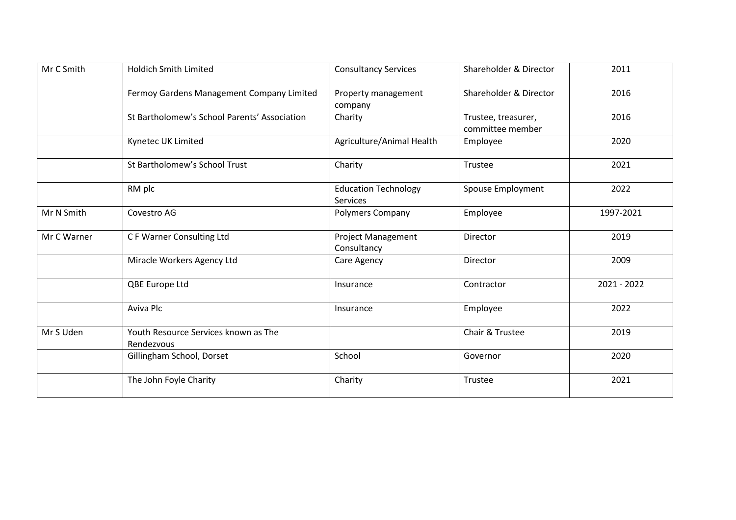| | | | | |
|---|---|---|---|---|
| Mr C Smith | Holdich Smith Limited | Consultancy Services | Shareholder & Director | 2011 |
| | Fermoy Gardens Management Company Limited | Property management company | Shareholder & Director | 2016 |
| | St Bartholomew's School Parents' Association | Charity | Trustee, treasurer, committee member | 2016 |
| | Kynetec UK Limited | Agriculture/Animal Health | Employee | 2020 |
| | St Bartholomew's School Trust | Charity | Trustee | 2021 |
| | RM plc | Education Technology Services | Spouse Employment | 2022 |
| Mr N Smith | Covestro AG | Polymers Company | Employee | 1997-2021 |
| Mr C Warner | C F Warner Consulting Ltd | Project Management Consultancy | Director | 2019 |
| | Miracle Workers Agency Ltd | Care Agency | Director | 2009 |
| | QBE Europe Ltd | Insurance | Contractor | 2021 - 2022 |
| | Aviva Plc | Insurance | Employee | 2022 |
| Mr S Uden | Youth Resource Services known as The Rendezvous | | Chair & Trustee | 2019 |
| | Gillingham School, Dorset | School | Governor | 2020 |
| | The John Foyle Charity | Charity | Trustee | 2021 |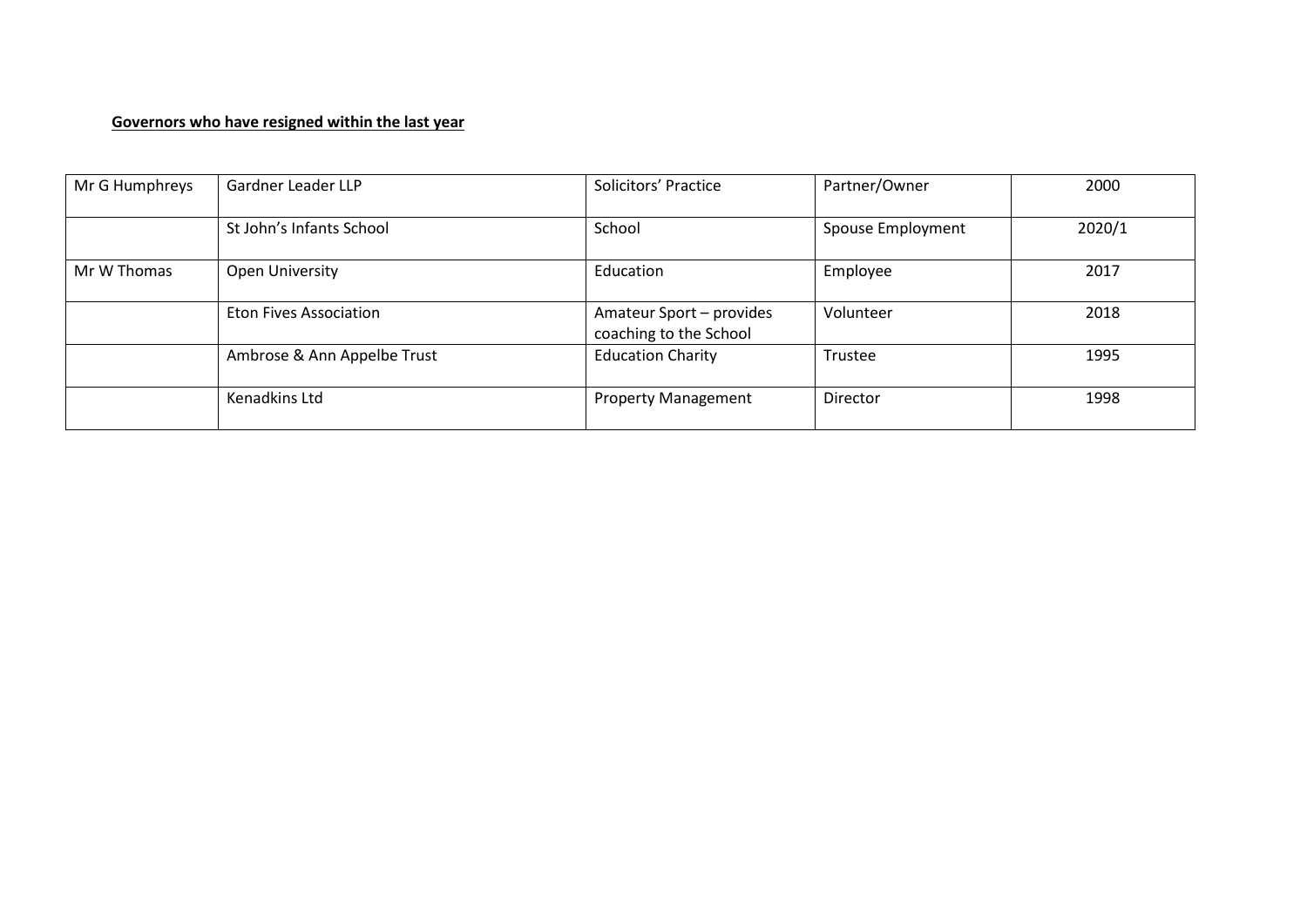**Governors who have resigned within the last year**

| | | | | |
|---|---|---|---|---|
| Mr G Humphreys | Gardner Leader LLP | Solicitors' Practice | Partner/Owner | 2000 |
| | St John's Infants School | School | Spouse Employment | 2020/1 |
| Mr W Thomas | Open University | Education | Employee | 2017 |
| | Eton Fives Association | Amateur Sport – provides coaching to the School | Volunteer | 2018 |
| | Ambrose & Ann Appelbe Trust | Education Charity | Trustee | 1995 |
| | Kenadkins Ltd | Property Management | Director | 1998 |